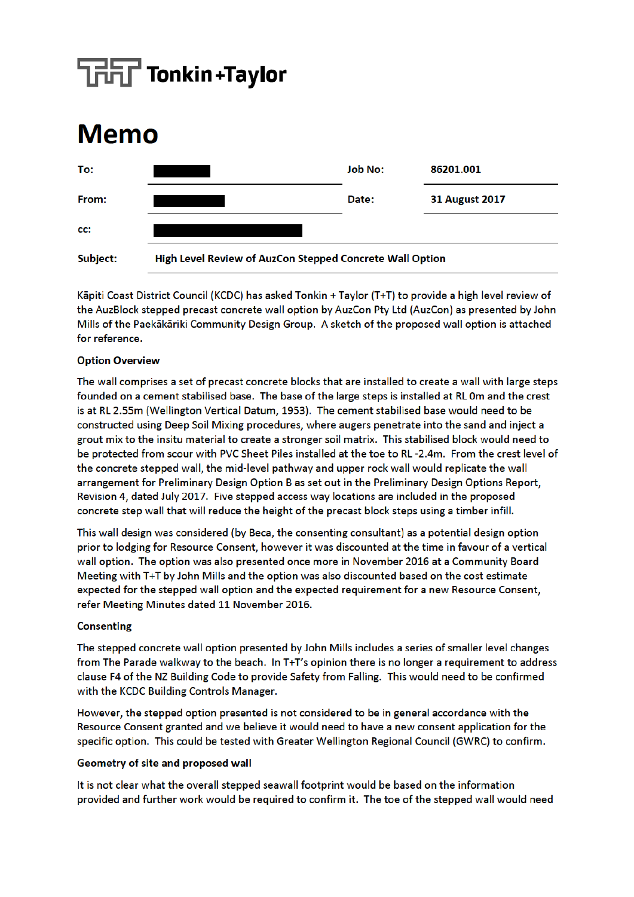Tonkin + Taylor

# Memo

| To: | | Job No: | 86201.001 |
|---|---|---|---|
| From: | | Date: | 31 August 2017 |
| cc: | | | |
| Subject: | High Level Review of AuzCon Stepped Concrete Wall Option | | |

Kāpiti Coast District Council (KCDC) has asked Tonkin + Taylor (T+T) to provide a high level review of the AuzBlock stepped precast concrete wall option by AuzCon Pty Ltd (AuzCon) as presented by John Mills of the Paekākāriki Community Design Group. A sketch of the proposed wall option is attached for reference.

**Option Overview**

The wall comprises a set of precast concrete blocks that are installed to create a wall with large steps founded on a cement stabilised base. The base of the large steps is installed at RL 0m and the crest is at RL 2.55m (Wellington Vertical Datum, 1953). The cement stabilised base would need to be constructed using Deep Soil Mixing procedures, where augers penetrate into the sand and inject a grout mix to the insitu material to create a stronger soil matrix. This stabilised block would need to be protected from scour with PVC Sheet Piles installed at the toe to RL -2.4m. From the crest level of the concrete stepped wall, the mid-level pathway and upper rock wall would replicate the wall arrangement for Preliminary Design Option B as set out in the Preliminary Design Options Report, Revision 4, dated July 2017. Five stepped access way locations are included in the proposed concrete step wall that will reduce the height of the precast block steps using a timber infill.

This wall design was considered (by Beca, the consenting consultant) as a potential design option prior to lodging for Resource Consent, however it was discounted at the time in favour of a vertical wall option. The option was also presented once more in November 2016 at a Community Board Meeting with T+T by John Mills and the option was also discounted based on the cost estimate expected for the stepped wall option and the expected requirement for a new Resource Consent, refer Meeting Minutes dated 11 November 2016.

**Consenting**

The stepped concrete wall option presented by John Mills includes a series of smaller level changes from The Parade walkway to the beach. In T+T's opinion there is no longer a requirement to address clause F4 of the NZ Building Code to provide Safety from Falling. This would need to be confirmed with the KCDC Building Controls Manager.

However, the stepped option presented is not considered to be in general accordance with the Resource Consent granted and we believe it would need to have a new consent application for the specific option. This could be tested with Greater Wellington Regional Council (GWRC) to confirm.

**Geometry of site and proposed wall**

It is not clear what the overall stepped seawall footprint would be based on the information provided and further work would be required to confirm it. The toe of the stepped wall would need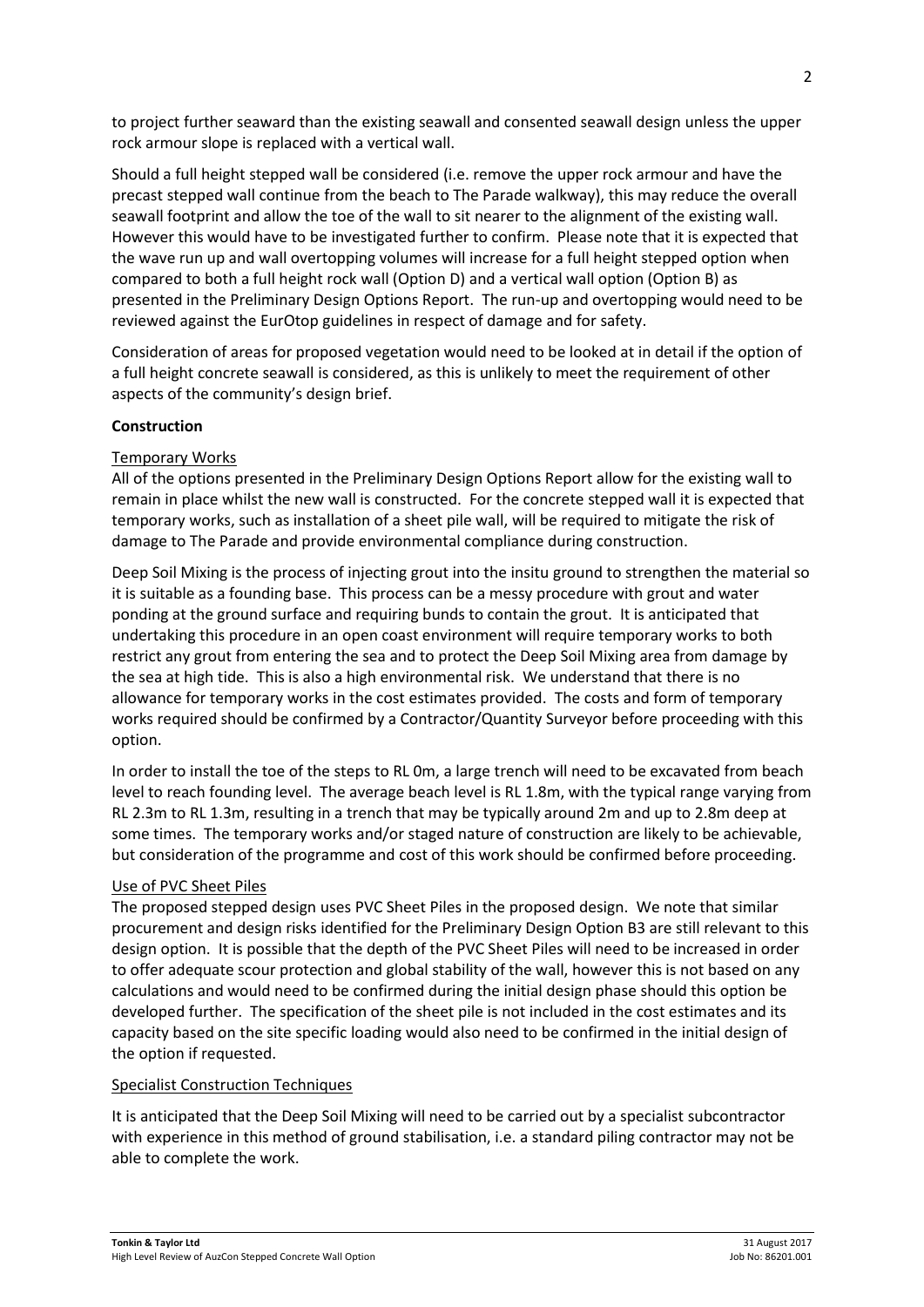to project further seaward than the existing seawall and consented seawall design unless the upper rock armour slope is replaced with a vertical wall.

Should a full height stepped wall be considered (i.e. remove the upper rock armour and have the precast stepped wall continue from the beach to The Parade walkway), this may reduce the overall seawall footprint and allow the toe of the wall to sit nearer to the alignment of the existing wall. However this would have to be investigated further to confirm. Please note that it is expected that the wave run up and wall overtopping volumes will increase for a full height stepped option when compared to both a full height rock wall (Option D) and a vertical wall option (Option B) as presented in the Preliminary Design Options Report. The run-up and overtopping would need to be reviewed against the EurOtop guidelines in respect of damage and for safety.

Consideration of areas for proposed vegetation would need to be looked at in detail if the option of a full height concrete seawall is considered, as this is unlikely to meet the requirement of other aspects of the community's design brief.

**Construction**

Temporary Works

All of the options presented in the Preliminary Design Options Report allow for the existing wall to remain in place whilst the new wall is constructed. For the concrete stepped wall it is expected that temporary works, such as installation of a sheet pile wall, will be required to mitigate the risk of damage to The Parade and provide environmental compliance during construction.

Deep Soil Mixing is the process of injecting grout into the insitu ground to strengthen the material so it is suitable as a founding base. This process can be a messy procedure with grout and water ponding at the ground surface and requiring bunds to contain the grout. It is anticipated that undertaking this procedure in an open coast environment will require temporary works to both restrict any grout from entering the sea and to protect the Deep Soil Mixing area from damage by the sea at high tide. This is also a high environmental risk. We understand that there is no allowance for temporary works in the cost estimates provided. The costs and form of temporary works required should be confirmed by a Contractor/Quantity Surveyor before proceeding with this option.

In order to install the toe of the steps to RL 0m, a large trench will need to be excavated from beach level to reach founding level. The average beach level is RL 1.8m, with the typical range varying from RL 2.3m to RL 1.3m, resulting in a trench that may be typically around 2m and up to 2.8m deep at some times. The temporary works and/or staged nature of construction are likely to be achievable, but consideration of the programme and cost of this work should be confirmed before proceeding.

Use of PVC Sheet Piles

The proposed stepped design uses PVC Sheet Piles in the proposed design. We note that similar procurement and design risks identified for the Preliminary Design Option B3 are still relevant to this design option. It is possible that the depth of the PVC Sheet Piles will need to be increased in order to offer adequate scour protection and global stability of the wall, however this is not based on any calculations and would need to be confirmed during the initial design phase should this option be developed further. The specification of the sheet pile is not included in the cost estimates and its capacity based on the site specific loading would also need to be confirmed in the initial design of the option if requested.

Specialist Construction Techniques

It is anticipated that the Deep Soil Mixing will need to be carried out by a specialist subcontractor with experience in this method of ground stabilisation, i.e. a standard piling contractor may not be able to complete the work.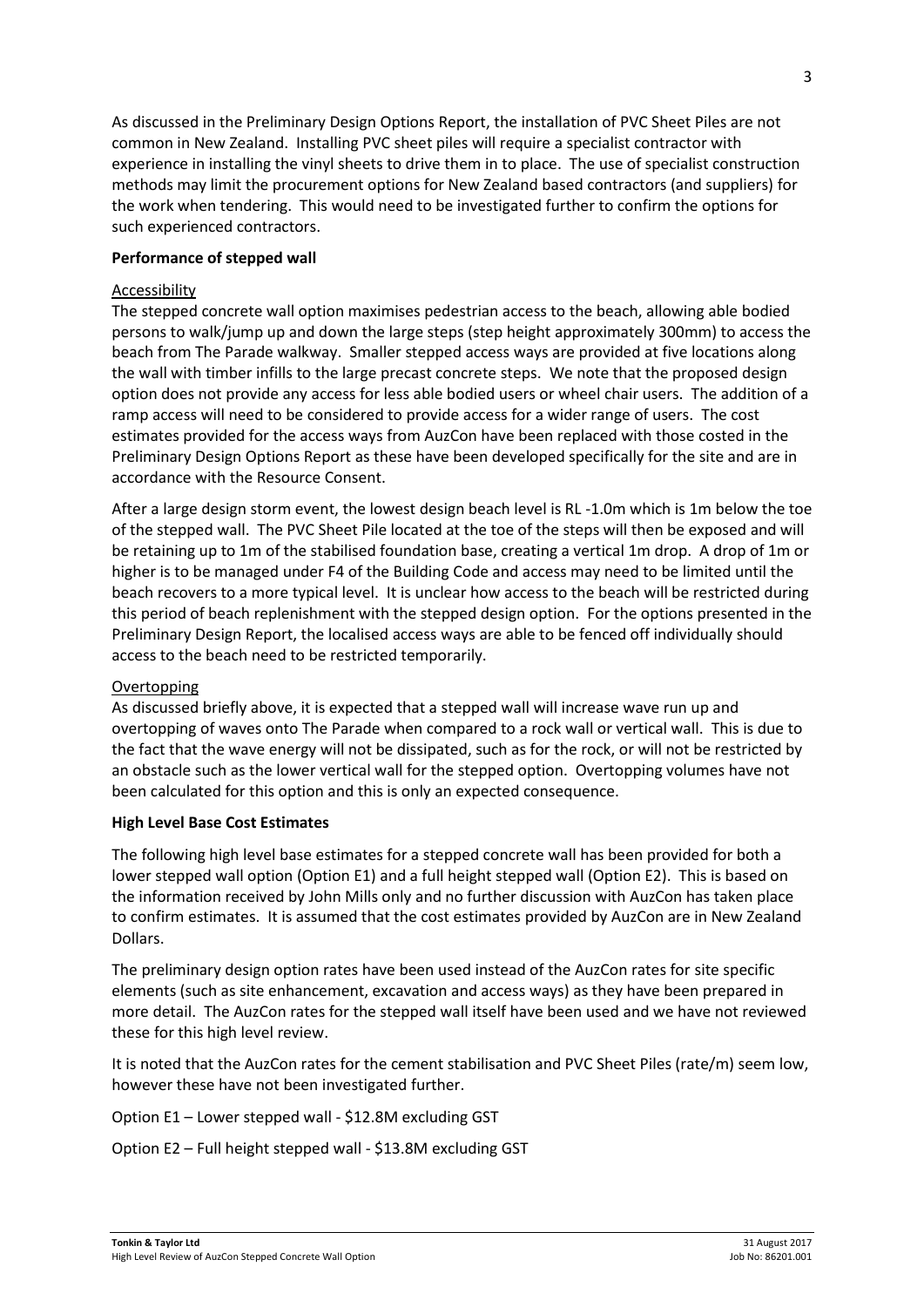As discussed in the Preliminary Design Options Report, the installation of PVC Sheet Piles are not common in New Zealand. Installing PVC sheet piles will require a specialist contractor with experience in installing the vinyl sheets to drive them in to place. The use of specialist construction methods may limit the procurement options for New Zealand based contractors (and suppliers) for the work when tendering. This would need to be investigated further to confirm the options for such experienced contractors.

**Performance of stepped wall**

Accessibility

The stepped concrete wall option maximises pedestrian access to the beach, allowing able bodied persons to walk/jump up and down the large steps (step height approximately 300mm) to access the beach from The Parade walkway. Smaller stepped access ways are provided at five locations along the wall with timber infills to the large precast concrete steps. We note that the proposed design option does not provide any access for less able bodied users or wheel chair users. The addition of a ramp access will need to be considered to provide access for a wider range of users. The cost estimates provided for the access ways from AuzCon have been replaced with those costed in the Preliminary Design Options Report as these have been developed specifically for the site and are in accordance with the Resource Consent.

After a large design storm event, the lowest design beach level is RL -1.0m which is 1m below the toe of the stepped wall. The PVC Sheet Pile located at the toe of the steps will then be exposed and will be retaining up to 1m of the stabilised foundation base, creating a vertical 1m drop. A drop of 1m or higher is to be managed under F4 of the Building Code and access may need to be limited until the beach recovers to a more typical level. It is unclear how access to the beach will be restricted during this period of beach replenishment with the stepped design option. For the options presented in the Preliminary Design Report, the localised access ways are able to be fenced off individually should access to the beach need to be restricted temporarily.

Overtopping

As discussed briefly above, it is expected that a stepped wall will increase wave run up and overtopping of waves onto The Parade when compared to a rock wall or vertical wall. This is due to the fact that the wave energy will not be dissipated, such as for the rock, or will not be restricted by an obstacle such as the lower vertical wall for the stepped option. Overtopping volumes have not been calculated for this option and this is only an expected consequence.

**High Level Base Cost Estimates**

The following high level base estimates for a stepped concrete wall has been provided for both a lower stepped wall option (Option E1) and a full height stepped wall (Option E2). This is based on the information received by John Mills only and no further discussion with AuzCon has taken place to confirm estimates. It is assumed that the cost estimates provided by AuzCon are in New Zealand Dollars.

The preliminary design option rates have been used instead of the AuzCon rates for site specific elements (such as site enhancement, excavation and access ways) as they have been prepared in more detail. The AuzCon rates for the stepped wall itself have been used and we have not reviewed these for this high level review.

It is noted that the AuzCon rates for the cement stabilisation and PVC Sheet Piles (rate/m) seem low, however these have not been investigated further.

Option E1 – Lower stepped wall - $12.8M excluding GST

Option E2 – Full height stepped wall - $13.8M excluding GST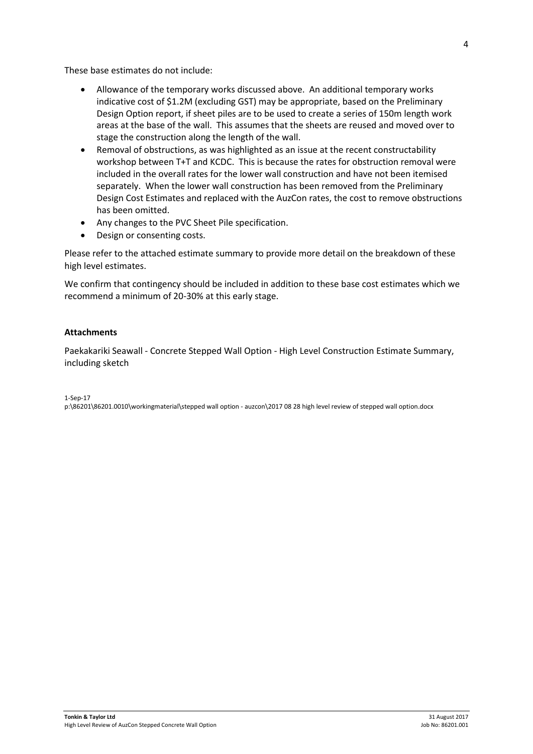These base estimates do not include:

- Allowance of the temporary works discussed above. An additional temporary works indicative cost of $1.2M (excluding GST) may be appropriate, based on the Preliminary Design Option report, if sheet piles are to be used to create a series of 150m length work areas at the base of the wall. This assumes that the sheets are reused and moved over to stage the construction along the length of the wall.
- Removal of obstructions, as was highlighted as an issue at the recent constructability workshop between T+T and KCDC. This is because the rates for obstruction removal were included in the overall rates for the lower wall construction and have not been itemised separately. When the lower wall construction has been removed from the Preliminary Design Cost Estimates and replaced with the AuzCon rates, the cost to remove obstructions has been omitted.
- Any changes to the PVC Sheet Pile specification.
- Design or consenting costs.

Please refer to the attached estimate summary to provide more detail on the breakdown of these high level estimates.

We confirm that contingency should be included in addition to these base cost estimates which we recommend a minimum of 20-30% at this early stage.

**Attachments**

Paekakariki Seawall - Concrete Stepped Wall Option - High Level Construction Estimate Summary, including sketch

1-Sep-17
p:\86201\86201.0010\workingmaterial\stepped wall option - auzcon\2017 08 28 high level review of stepped wall option.docx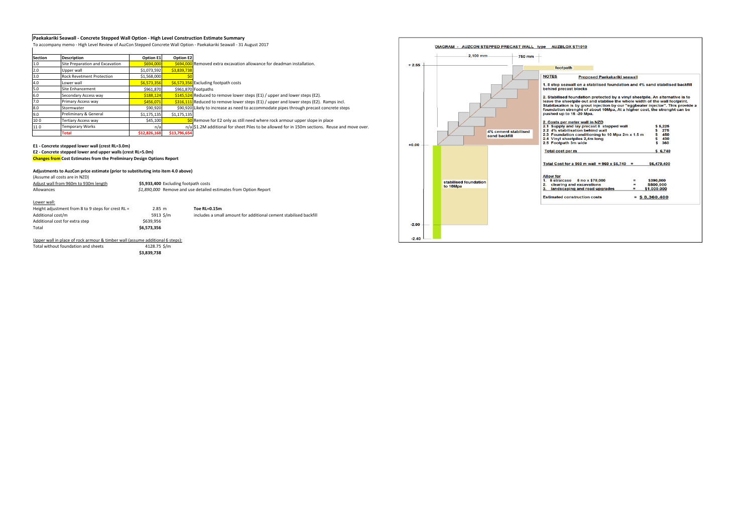## Paekakariki Seawall - Concrete Stepped Wall Option - High Level Construction Estimate Summary

To accompany memo - High Level Review of AuzCon Stepped Concrete Wall Option - Paekakariki Seawall - 31 August 2017

| Section | Description | Option E1 | Option E2 | |
|---|---|---|---|---|
| 1.0 | Site Preparation and Excavation | $694,000 | $694,000 | Removed extra excavation allowance for deadman installation. |
| 2.0 | Upper wall | $1,073,592 | $3,839,738 | |
| 3.0 | Rock Revetment Protection | $1,568,000 | $0 | |
| 4.0 | Lower wall | $6,573,356 | $6,573,356 | Excluding footpath costs |
| 5.0 | Site Enhancement | $961,870 | $961,870 | Footpaths |
| 6.0 | Secondary Access way | $188,124 | $145,524 | Reduced to remove lower steps (E1) / upper and lower steps (E2). |
| 7.0 | Primary Access way | $456,071 | $316,111 | Reduced to remove lower steps (E1) / upper and lower steps (E2). Ramps incl. |
| 8.0 | Stormwater | $90,920 | $90,920 | Likely to increase as need to accommodate pipes through precast concrete steps |
| 9.0 | Preliminary & General | $1,175,135 | $1,175,135 | |
| 10 0 | Tertiary Access way | $45,100 | $0 | Remove for E2 only as still need where rock armour upper slope in place |
| 11 0 | Temporary Works | n/a | n/a | $1.2M additional for sheet Piles to be allowed for in 150m sections. Reuse and move over. |
| | **Total** | **$12,826,168** | **$13,796,654** | |

**E1 - Concrete stepped lower wall (crest RL=3.0m)**
**E2 - Concrete stepped lower and upper walls (crest RL=5.0m)**
**Changes from Cost Estimates from the Preliminary Design Options Report**

**Adjustments to AuzCon price estimate (prior to substituting into item 4.0 above)**
(Assume all costs are in NZD)

| | | |
|---|---|---|
| Adjust wall from 960m to 930m length | **$5,933,400** | Excluding footpath costs |
| Allowances | *$1,890,000* | *Remove and use detailed estimates from Option Report* |

Lower wall:

| | | | |
|---|---|---|---|
| Height adjustment from 8 to 9 steps for crest RL = | 2.85 | m | **Toe RL=0.15m** |
| Additional cost/m | 5913 | $/m | includes a small amount for additional cement stabilised backfill |
| Additional cost for extra step | $639,956 | | |
| Total | **$6,573,356** | | |

Upper wall in place of rock armour & timber wall (assume additional 6 steps):

| | | |
|---|---|---|
| Total without foundation and sheets | 4128.75 | $/m |
| | **$3,839,738** | |

**DIAGRAM - AUZCON STEPPED PRECAST WALL type AUZBLOX ST1010**

2,100 mm
750 mm
+ 2.55
footpath
4% cement stabilised sand backfill
+0.00
stabilised foundation to 10Mpa
-2.00
-2.40

**NOTES** **Proposed Paekakariki seawall**

1. 8 step seawall on a stabilised foundation and 4% sand stabilised backfill behind precast blocks

2. Stabilised foundation protected by a vinyl sheetpile. An alternative is to leave the sheetpile out and stablise the whole width of the wall footprint. Stabilasation is by grout injection by our "eggbeater injector". This provide a foundation strenght of about 10Mpa, At a higher cost, the strenght can be pushed up to 15 -20 Mpa.

2. Costs per meter wall in NZD

| | |
|---|---|
| 2.1 Supply and lay precast 8 stepped wall | $ 5,225 |
| 2.2 4% stabilisation behind wall | $ 275 |
| 2.3 Foundation conditioning to 10 Mpa 2m x 1.5 m | $ 450 |
| 2.4 Vinyl sheetpiles 2,4m long | $ 430 |
| 2.5 Footpath 3m wide | $ 360 |
| Total cost per m | $ 6,740 |

Total Cost for a 960 m wall = 960 x $6,740 = $6,470,400

Allow for

| | | |
|---|---|---|
| 1. 6 straicase 5 no x $78,000 | = | $390,000 |
| 2. clearing and excavations | = | $500,000 |
| 3. landscaping and road upgrades | = | $1,000,000 |

**Estimated construction costs = $ 8,360,400**